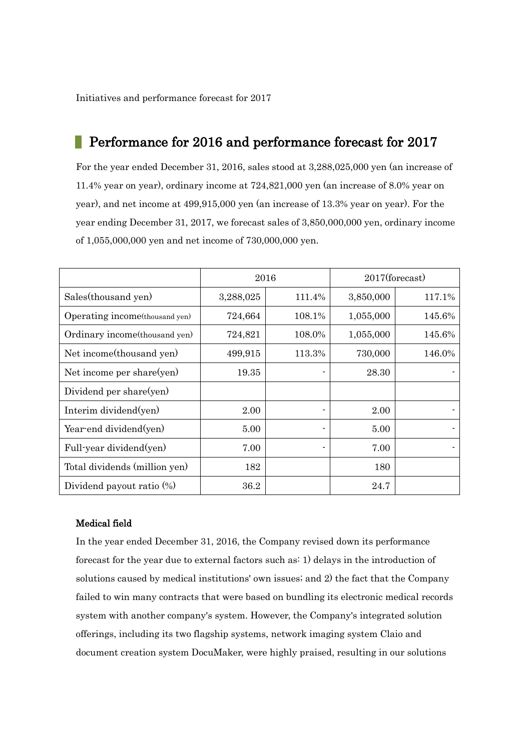Initiatives and performance forecast for 2017

## Performance for 2016 and performance forecast for 2017

For the year ended December 31, 2016, sales stood at 3,288,025,000 yen (an increase of 11.4% year on year), ordinary income at 724,821,000 yen (an increase of 8.0% year on year), and net income at 499,915,000 yen (an increase of 13.3% year on year). For the year ending December 31, 2017, we forecast sales of 3,850,000,000 yen, ordinary income of 1,055,000,000 yen and net income of 730,000,000 yen.

| | 2016 | | 2017(forecast) | |
|---|---|---|---|---|
| Sales(thousand yen) | 3,288,025 | 111.4% | 3,850,000 | 117.1% |
| Operating income(thousand yen) | 724,664 | 108.1% | 1,055,000 | 145.6% |
| Ordinary income(thousand yen) | 724,821 | 108.0% | 1,055,000 | 145.6% |
| Net income(thousand yen) | 499,915 | 113.3% | 730,000 | 146.0% |
| Net income per share(yen) | 19.35 | - | 28.30 | - |
| Dividend per share(yen) | | | | |
| Interim dividend(yen) | 2.00 | - | 2.00 | - |
| Year-end dividend(yen) | 5.00 | - | 5.00 | - |
| Full-year dividend(yen) | 7.00 | - | 7.00 | - |
| Total dividends (million yen) | 182 | | 180 | |
| Dividend payout ratio (%) | 36.2 | | 24.7 | |

**Medical field**

In the year ended December 31, 2016, the Company revised down its performance forecast for the year due to external factors such as: 1) delays in the introduction of solutions caused by medical institutions' own issues; and 2) the fact that the Company failed to win many contracts that were based on bundling its electronic medical records system with another company's system. However, the Company's integrated solution offerings, including its two flagship systems, network imaging system Claio and document creation system DocuMaker, were highly praised, resulting in our solutions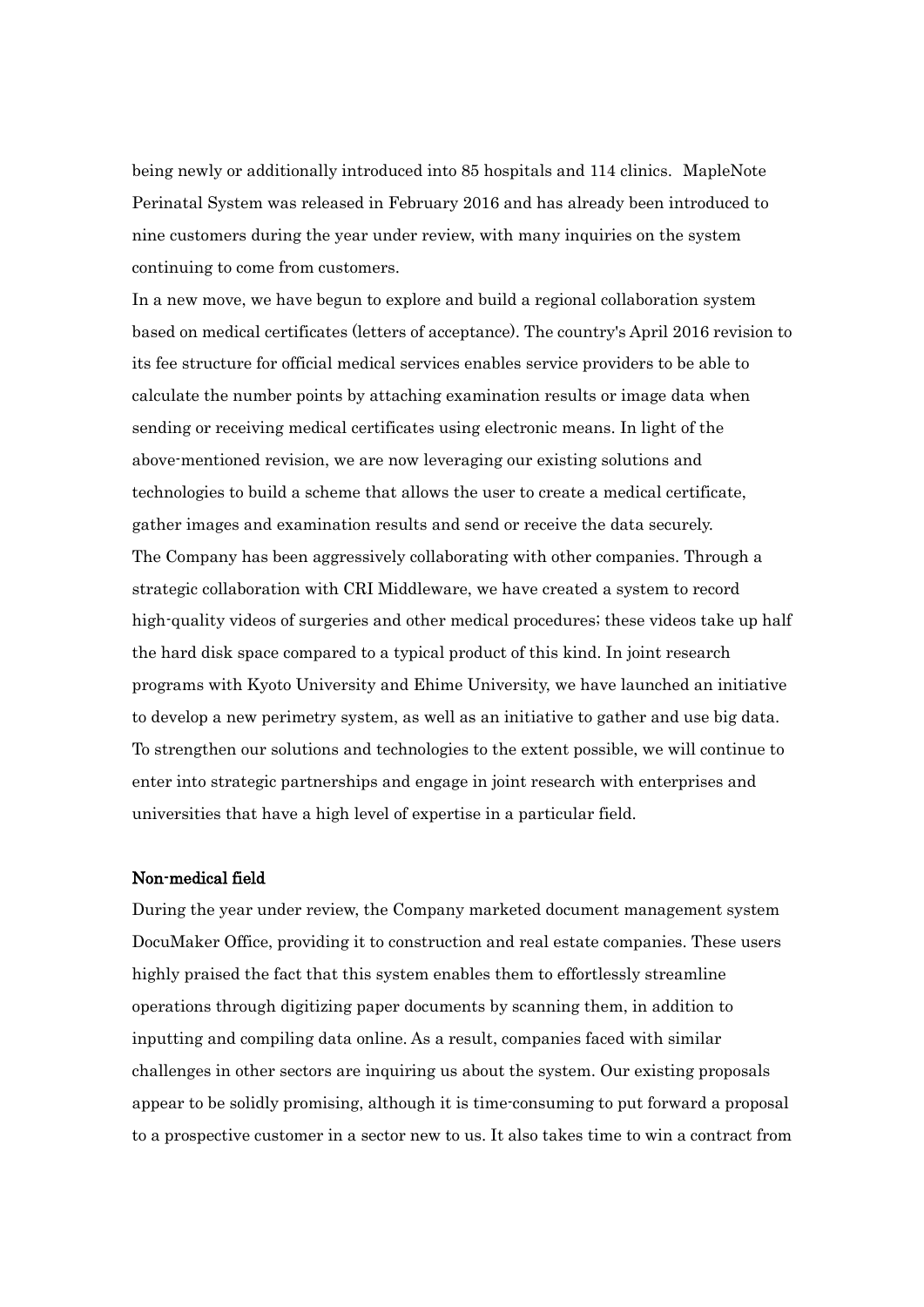being newly or additionally introduced into 85 hospitals and 114 clinics. MapleNote Perinatal System was released in February 2016 and has already been introduced to nine customers during the year under review, with many inquiries on the system continuing to come from customers.

In a new move, we have begun to explore and build a regional collaboration system based on medical certificates (letters of acceptance). The country's April 2016 revision to its fee structure for official medical services enables service providers to be able to calculate the number points by attaching examination results or image data when sending or receiving medical certificates using electronic means. In light of the above-mentioned revision, we are now leveraging our existing solutions and technologies to build a scheme that allows the user to create a medical certificate, gather images and examination results and send or receive the data securely.

The Company has been aggressively collaborating with other companies. Through a strategic collaboration with CRI Middleware, we have created a system to record high-quality videos of surgeries and other medical procedures; these videos take up half the hard disk space compared to a typical product of this kind. In joint research programs with Kyoto University and Ehime University, we have launched an initiative to develop a new perimetry system, as well as an initiative to gather and use big data. To strengthen our solutions and technologies to the extent possible, we will continue to enter into strategic partnerships and engage in joint research with enterprises and universities that have a high level of expertise in a particular field.

**Non-medical field**

During the year under review, the Company marketed document management system DocuMaker Office, providing it to construction and real estate companies. These users highly praised the fact that this system enables them to effortlessly streamline operations through digitizing paper documents by scanning them, in addition to inputting and compiling data online. As a result, companies faced with similar challenges in other sectors are inquiring us about the system. Our existing proposals appear to be solidly promising, although it is time-consuming to put forward a proposal to a prospective customer in a sector new to us. It also takes time to win a contract from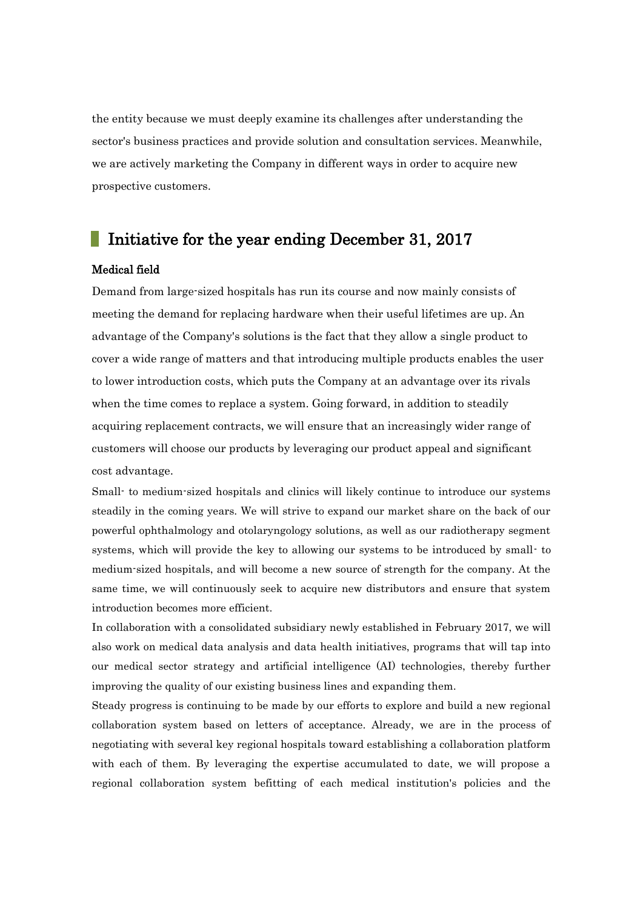the entity because we must deeply examine its challenges after understanding the sector's business practices and provide solution and consultation services. Meanwhile, we are actively marketing the Company in different ways in order to acquire new prospective customers.

## Initiative for the year ending December 31, 2017

**Medical field**

Demand from large-sized hospitals has run its course and now mainly consists of meeting the demand for replacing hardware when their useful lifetimes are up. An advantage of the Company's solutions is the fact that they allow a single product to cover a wide range of matters and that introducing multiple products enables the user to lower introduction costs, which puts the Company at an advantage over its rivals when the time comes to replace a system. Going forward, in addition to steadily acquiring replacement contracts, we will ensure that an increasingly wider range of customers will choose our products by leveraging our product appeal and significant cost advantage.

Small- to medium-sized hospitals and clinics will likely continue to introduce our systems steadily in the coming years. We will strive to expand our market share on the back of our powerful ophthalmology and otolaryngology solutions, as well as our radiotherapy segment systems, which will provide the key to allowing our systems to be introduced by small- to medium-sized hospitals, and will become a new source of strength for the company. At the same time, we will continuously seek to acquire new distributors and ensure that system introduction becomes more efficient.

In collaboration with a consolidated subsidiary newly established in February 2017, we will also work on medical data analysis and data health initiatives, programs that will tap into our medical sector strategy and artificial intelligence (AI) technologies, thereby further improving the quality of our existing business lines and expanding them.

Steady progress is continuing to be made by our efforts to explore and build a new regional collaboration system based on letters of acceptance. Already, we are in the process of negotiating with several key regional hospitals toward establishing a collaboration platform with each of them. By leveraging the expertise accumulated to date, we will propose a regional collaboration system befitting of each medical institution's policies and the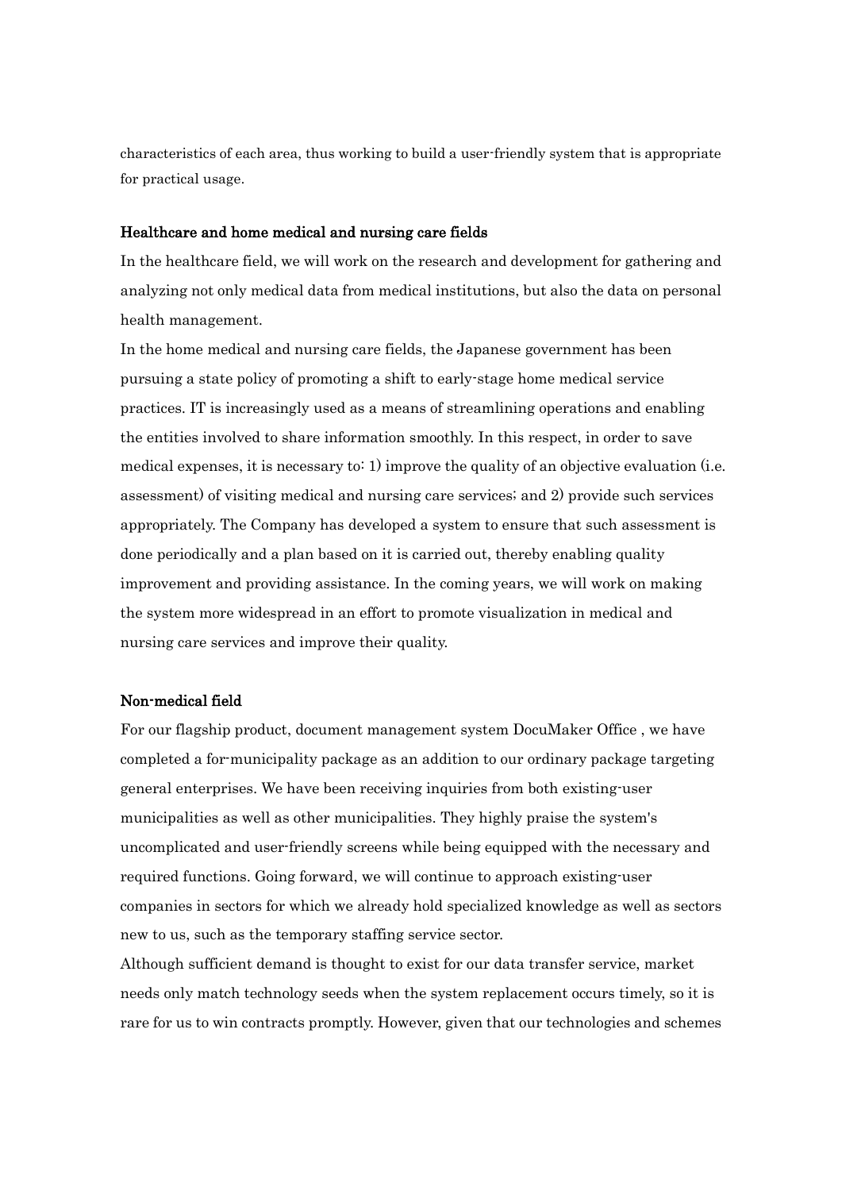characteristics of each area, thus working to build a user-friendly system that is appropriate for practical usage.

**Healthcare and home medical and nursing care fields**

In the healthcare field, we will work on the research and development for gathering and analyzing not only medical data from medical institutions, but also the data on personal health management.

In the home medical and nursing care fields, the Japanese government has been pursuing a state policy of promoting a shift to early-stage home medical service practices. IT is increasingly used as a means of streamlining operations and enabling the entities involved to share information smoothly. In this respect, in order to save medical expenses, it is necessary to: 1) improve the quality of an objective evaluation (i.e. assessment) of visiting medical and nursing care services; and 2) provide such services appropriately. The Company has developed a system to ensure that such assessment is done periodically and a plan based on it is carried out, thereby enabling quality improvement and providing assistance. In the coming years, we will work on making the system more widespread in an effort to promote visualization in medical and nursing care services and improve their quality.

**Non-medical field**

For our flagship product, document management system DocuMaker Office , we have completed a for-municipality package as an addition to our ordinary package targeting general enterprises. We have been receiving inquiries from both existing-user municipalities as well as other municipalities. They highly praise the system's uncomplicated and user-friendly screens while being equipped with the necessary and required functions. Going forward, we will continue to approach existing-user companies in sectors for which we already hold specialized knowledge as well as sectors new to us, such as the temporary staffing service sector.

Although sufficient demand is thought to exist for our data transfer service, market needs only match technology seeds when the system replacement occurs timely, so it is rare for us to win contracts promptly. However, given that our technologies and schemes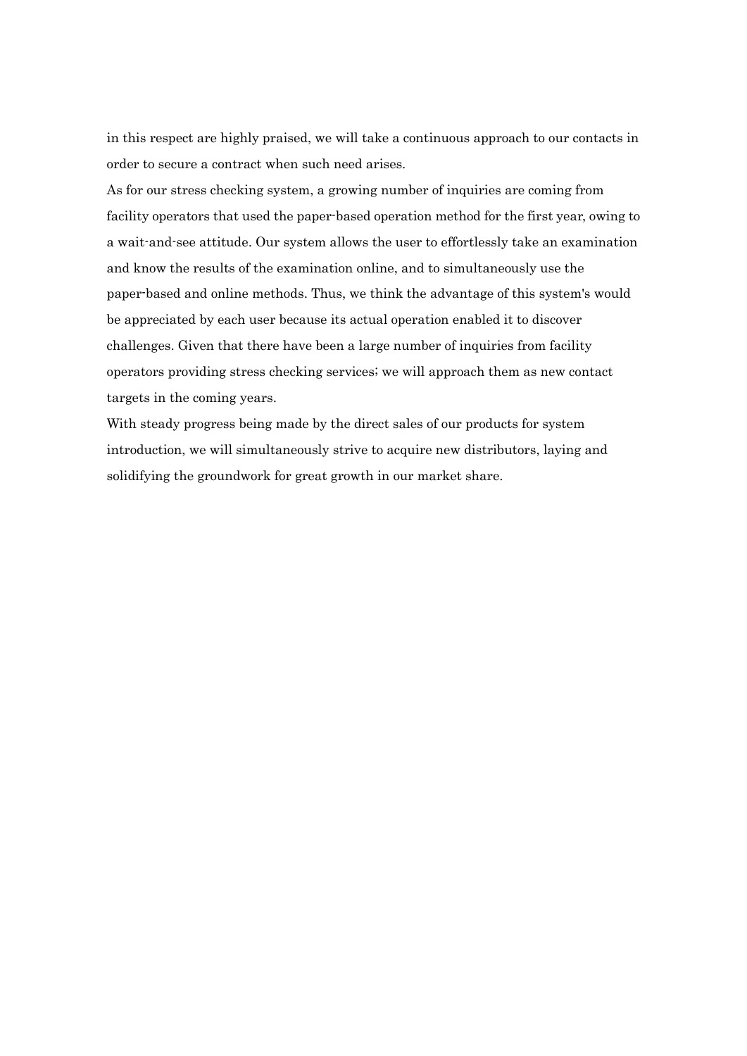in this respect are highly praised, we will take a continuous approach to our contacts in order to secure a contract when such need arises.

As for our stress checking system, a growing number of inquiries are coming from facility operators that used the paper-based operation method for the first year, owing to a wait-and-see attitude. Our system allows the user to effortlessly take an examination and know the results of the examination online, and to simultaneously use the paper-based and online methods. Thus, we think the advantage of this system's would be appreciated by each user because its actual operation enabled it to discover challenges. Given that there have been a large number of inquiries from facility operators providing stress checking services; we will approach them as new contact targets in the coming years.

With steady progress being made by the direct sales of our products for system introduction, we will simultaneously strive to acquire new distributors, laying and solidifying the groundwork for great growth in our market share.